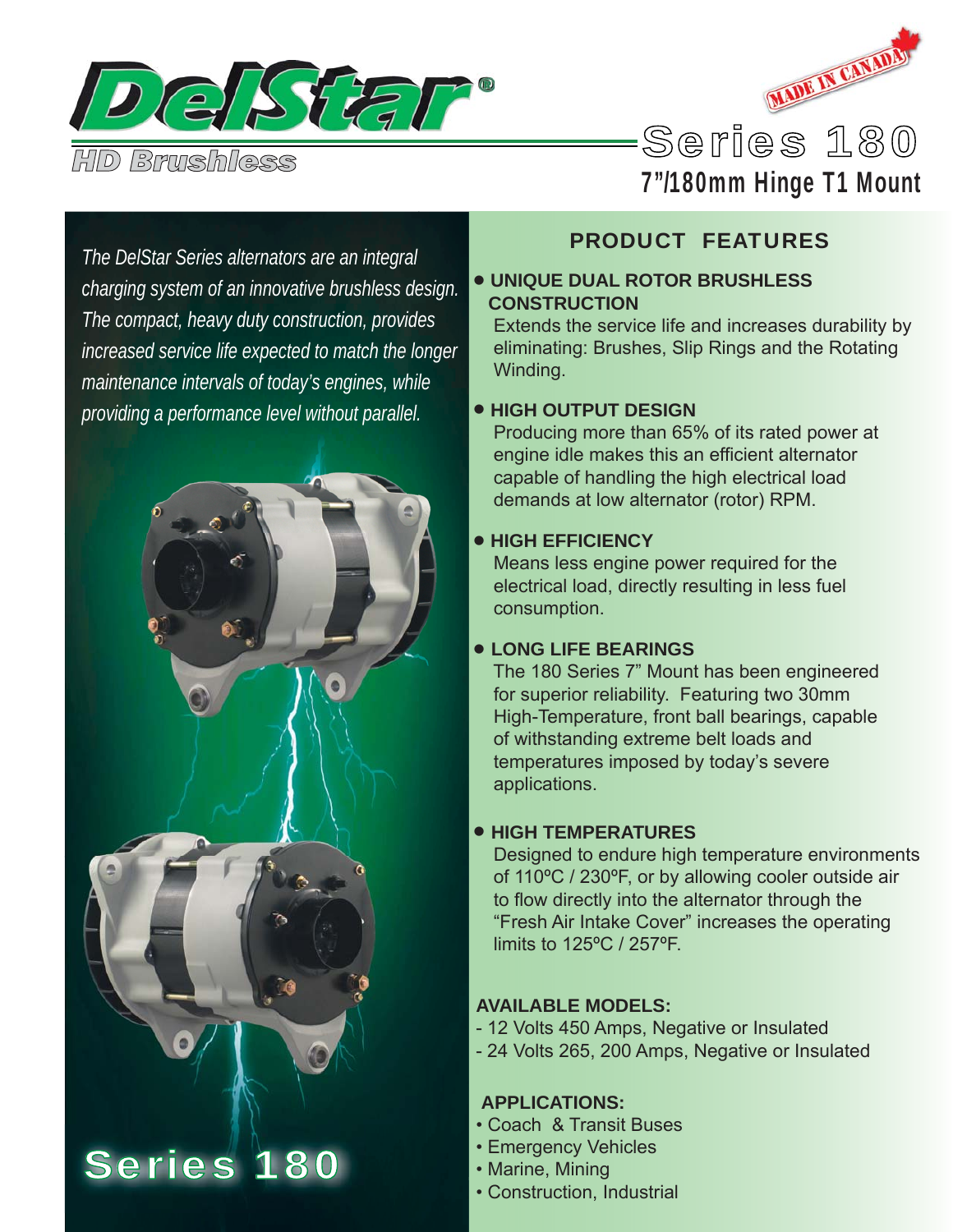# DelStar®

HD Brushless

MADE IN CANADA

## Series 180

### 7"/180mm Hinge T1 Mount

*The DelStar Series alternators are an integral charging system of an innovative brushless design. The compact, heavy duty construction, provides increased service life expected to match the longer maintenance intervals of today's engines, while providing a performance level without parallel.*

Series 180

## PRODUCT FEATURES

- **UNIQUE DUAL ROTOR BRUSHLESS CONSTRUCTION**
  Extends the service life and increases durability by eliminating: Brushes, Slip Rings and the Rotating Winding.

- **HIGH OUTPUT DESIGN**
  Producing more than 65% of its rated power at engine idle makes this an efficient alternator capable of handling the high electrical load demands at low alternator (rotor) RPM.

- **HIGH EFFICIENCY**
  Means less engine power required for the electrical load, directly resulting in less fuel consumption.

- **LONG LIFE BEARINGS**
  The 180 Series 7" Mount has been engineered for superior reliability. Featuring two 30mm High-Temperature, front ball bearings, capable of withstanding extreme belt loads and temperatures imposed by today's severe applications.

- **HIGH TEMPERATURES**
  Designed to endure high temperature environments of 110ºC / 230ºF, or by allowing cooler outside air to flow directly into the alternator through the "Fresh Air Intake Cover" increases the operating limits to 125ºC / 257ºF.

**AVAILABLE MODELS:**

- 12 Volts 450 Amps, Negative or Insulated
- 24 Volts 265, 200 Amps, Negative or Insulated

**APPLICATIONS:**

- Coach & Transit Buses
- Emergency Vehicles
- Marine, Mining
- Construction, Industrial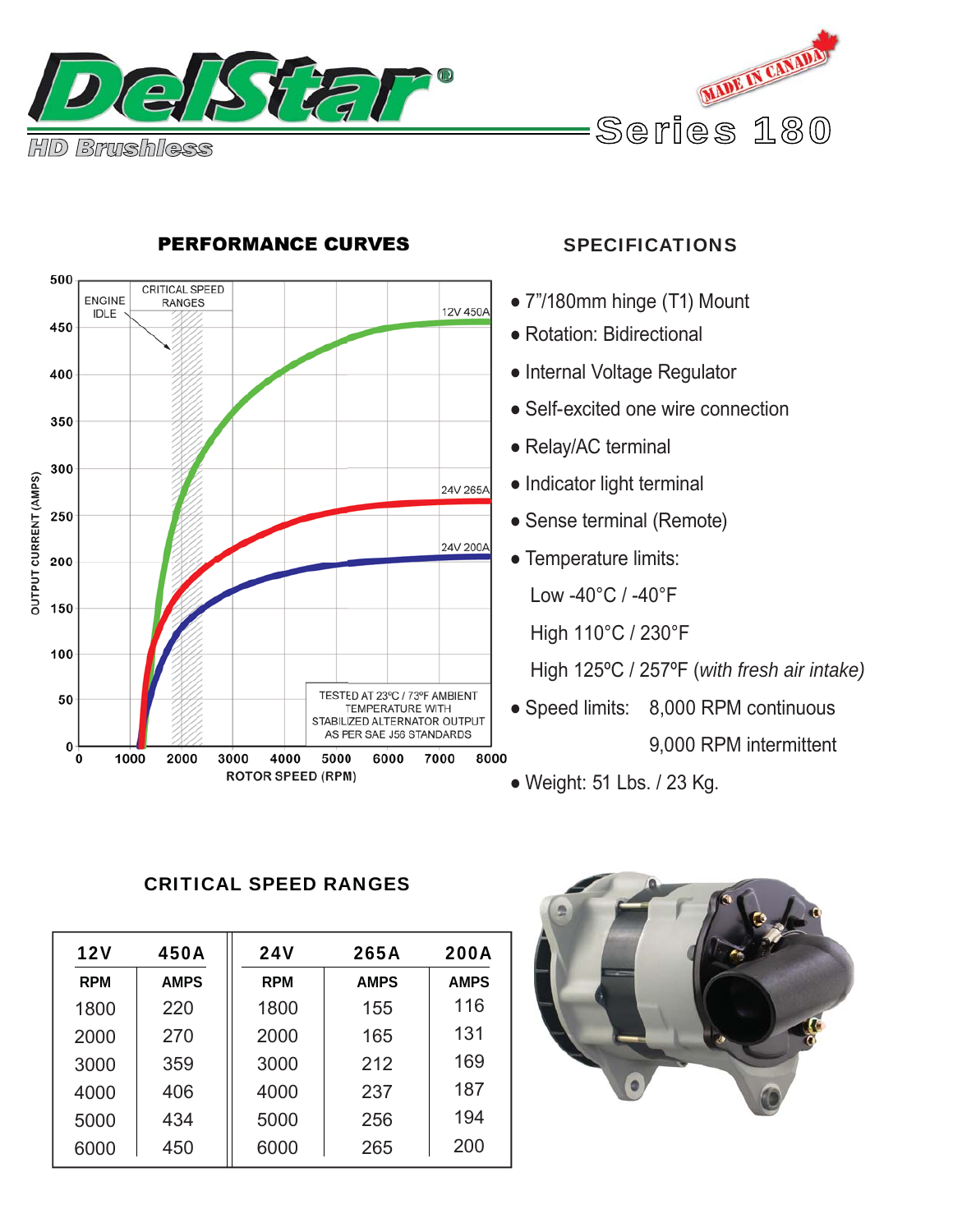# DelStar®

HD Brushless

MADE IN CANADA

## Series 180

### PERFORMANCE CURVES

### SPECIFICATIONS

- 7"/180mm hinge (T1) Mount
- Rotation: Bidirectional
- Internal Voltage Regulator
- Self-excited one wire connection
- Relay/AC terminal
- Indicator light terminal
- Sense terminal (Remote)
- Temperature limits:
  - Low -40°C / -40°F
  - High 110°C / 230°F
  - High 125ºC / 257ºF (*with fresh air intake*)
- Speed limits: 8,000 RPM continuous
  9,000 RPM intermittent
- Weight: 51 Lbs. / 23 Kg.

### CRITICAL SPEED RANGES

| 12V | 450A | 24V | 265A | 200A |
|---|---|---|---|---|
| RPM | AMPS | RPM | AMPS | AMPS |
| 1800 | 220 | 1800 | 155 | 116 |
| 2000 | 270 | 2000 | 165 | 131 |
| 3000 | 359 | 3000 | 212 | 169 |
| 4000 | 406 | 4000 | 237 | 187 |
| 5000 | 434 | 5000 | 256 | 194 |
| 6000 | 450 | 6000 | 265 | 200 |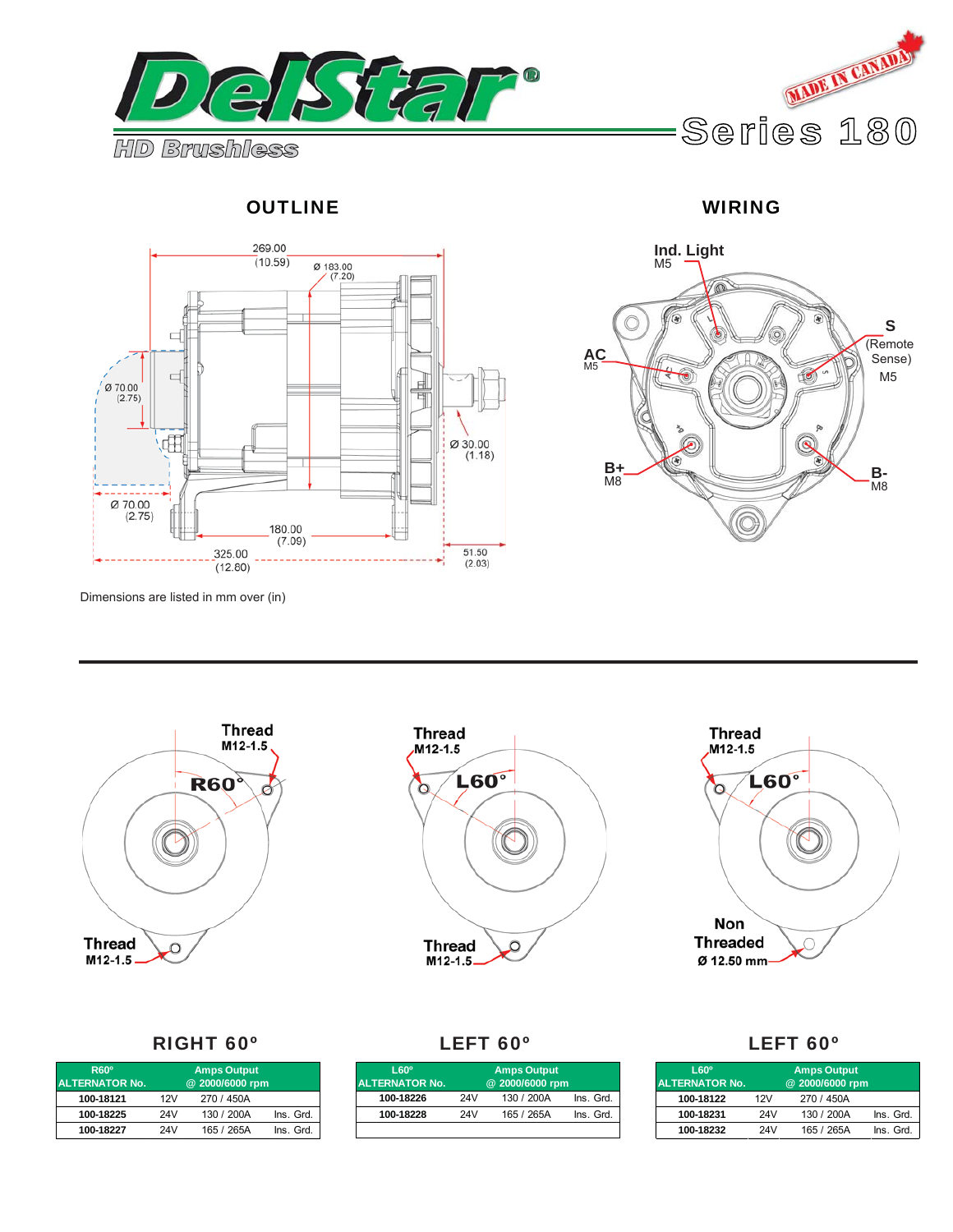# DelStar®

HD Brushless

MADE IN CANADA

## Series 180

## OUTLINE

269.00 (10.59)
Ø 183.00 (7.20)
Ø 70.00 (2.75)
Ø 30.00 (1.18)
Ø 70.00 (2.75)
180.00 (7.09)
325.00 (12.80)
51.50 (2.03)

Dimensions are listed in mm over (in)

## WIRING

Ind. Light M5

S (Remote Sense) M5

AC M5

B+ M8

B- M8

---

Thread M12-1.5

R60°

Thread M12-1.5

Thread M12-1.5

L60°

Thread M12-1.5

Thread M12-1.5

L60°

Non Threaded Ø 12.50 mm

### RIGHT 60º

| R60º ALTERNATOR No. | Amps Output @ 2000/6000 rpm | | |
|---|---|---|---|
| 100-18121 | 12V | 270 / 450A | |
| 100-18225 | 24V | 130 / 200A | Ins. Grd. |
| 100-18227 | 24V | 165 / 265A | Ins. Grd. |

### LEFT 60º

| L60º ALTERNATOR No. | Amps Output @ 2000/6000 rpm | | |
|---|---|---|---|
| 100-18226 | 24V | 130 / 200A | Ins. Grd. |
| 100-18228 | 24V | 165 / 265A | Ins. Grd. |

### LEFT 60º

| L60º ALTERNATOR No. | Amps Output @ 2000/6000 rpm | | |
|---|---|---|---|
| 100-18122 | 12V | 270 / 450A | |
| 100-18231 | 24V | 130 / 200A | Ins. Grd. |
| 100-18232 | 24V | 165 / 265A | Ins. Grd. |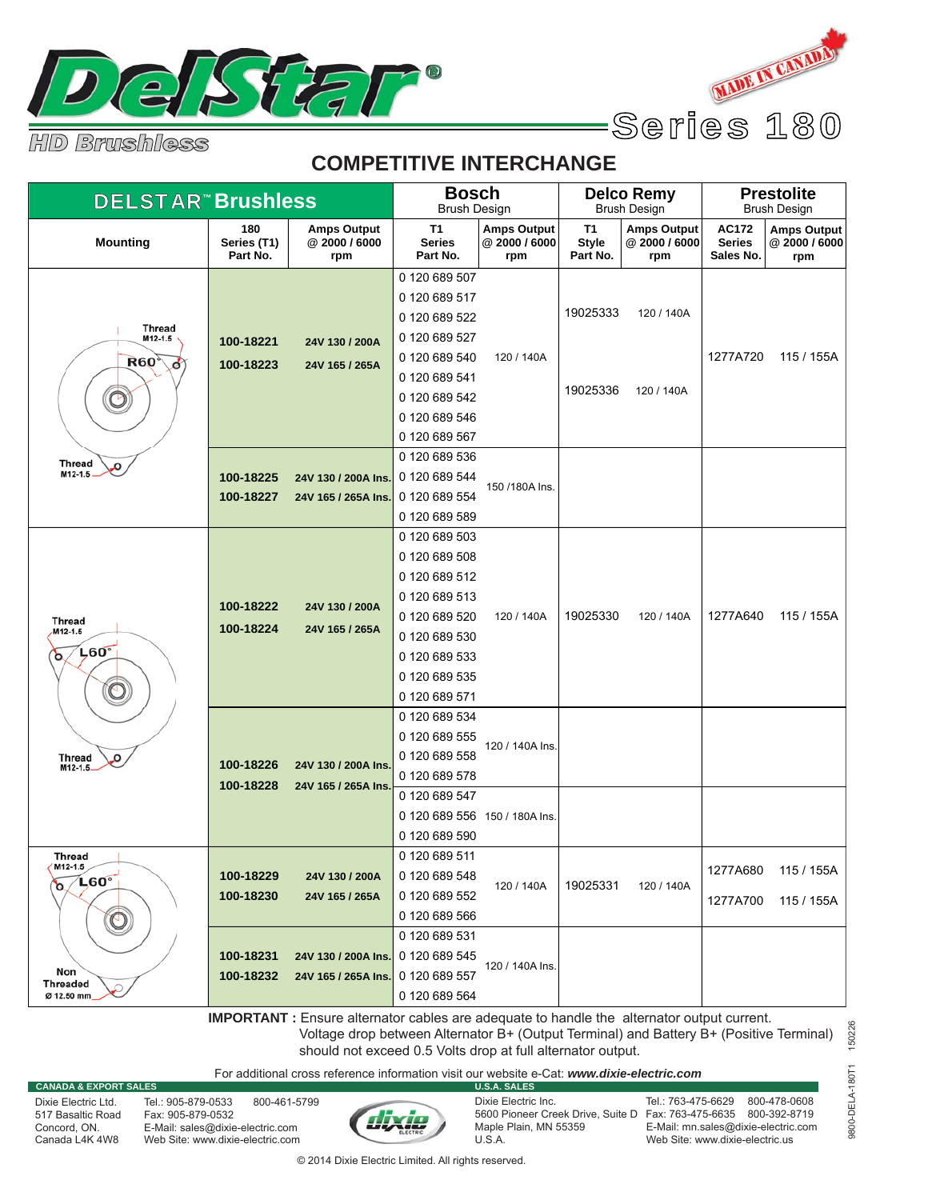# DelStar®

HD Brushless

MADE IN CANADA

Series 180

## COMPETITIVE INTERCHANGE

| DELSTAR™ Brushless | | | Bosch Brush Design | | Delco Remy Brush Design | | Prestolite Brush Design | |
|---|---|---|---|---|---|---|---|---|
| Mounting | 180 Series (T1) Part No. | Amps Output @ 2000 / 6000 rpm | T1 Series Part No. | Amps Output @ 2000 / 6000 rpm | T1 Style Part No. | Amps Output @ 2000 / 6000 rpm | AC172 Series Sales No. | Amps Output @ 2000 / 6000 rpm |
| Thread M12-1.5, R60°, Thread M12-1.5 | 100-18221<br>100-18223 | 24V 130 / 200A<br>24V 165 / 265A | 0 120 689 507<br>0 120 689 517<br>0 120 689 522<br>0 120 689 527<br>0 120 689 540<br>0 120 689 541<br>0 120 689 542<br>0 120 689 546<br>0 120 689 567 | 120 / 140A | 19025333<br>19025336 | 120 / 140A<br>120 / 140A | 1277A720 | 115 / 155A |
| | 100-18225<br>100-18227 | 24V 130 / 200A Ins.<br>24V 165 / 265A Ins. | 0 120 689 536<br>0 120 689 544<br>0 120 689 554<br>0 120 689 589 | 150 /180A Ins. | | | | |
| Thread M12-1.5, L60°, Thread M12-1.5 | 100-18222<br>100-18224 | 24V 130 / 200A<br>24V 165 / 265A | 0 120 689 503<br>0 120 689 508<br>0 120 689 512<br>0 120 689 513<br>0 120 689 520<br>0 120 689 530<br>0 120 689 533<br>0 120 689 535<br>0 120 689 571 | 120 / 140A | 19025330 | 120 / 140A | 1277A640 | 115 / 155A |
| | 100-18226<br>100-18228 | 24V 130 / 200A Ins.<br>24V 165 / 265A Ins. | 0 120 689 534<br>0 120 689 555<br>0 120 689 558<br>0 120 689 578 | 120 / 140A Ins. | | | | |
| | | | 0 120 689 547<br>0 120 689 556<br>0 120 689 590 | 150 / 180A Ins. | | | | |
| Thread M12-1.5, L60°, Non Threaded Ø 12.50 mm | 100-18229<br>100-18230 | 24V 130 / 200A<br>24V 165 / 265A | 0 120 689 511<br>0 120 689 548<br>0 120 689 552<br>0 120 689 566 | 120 / 140A | 19025331 | 120 / 140A | 1277A680<br>1277A700 | 115 / 155A<br>115 / 155A |
| | 100-18231<br>100-18232 | 24V 130 / 200A Ins.<br>24V 165 / 265A Ins. | 0 120 689 531<br>0 120 689 545<br>0 120 689 557<br>0 120 689 564 | 120 / 140A Ins. | | | | |

**IMPORTANT :** Ensure alternator cables are adequate to handle the alternator output current. Voltage drop between Alternator B+ (Output Terminal) and Battery B+ (Positive Terminal) should not exceed 0.5 Volts drop at full alternator output.

For additional cross reference information visit our website e-Cat: ***www.dixie-electric.com***

**CANADA & EXPORT SALES**

Dixie Electric Ltd.
517 Basaltic Road
Concord, ON.
Canada L4K 4W8

Tel.: 905-879-0533 800-461-5799
Fax: 905-879-0532
E-Mail: sales@dixie-electric.com
Web Site: www.dixie-electric.com

**U.S.A. SALES**

Dixie Electric Inc.
5600 Pioneer Creek Drive, Suite D
Maple Plain, MN 55359
U.S.A.

Tel.: 763-475-6629 800-478-0608
Fax: 763-475-6635 800-392-8719
E-Mail: mn.sales@dixie-electric.com
Web Site: www.dixie-electric.us

9800-DELA-180T1 150226

© 2014 Dixie Electric Limited. All rights reserved.